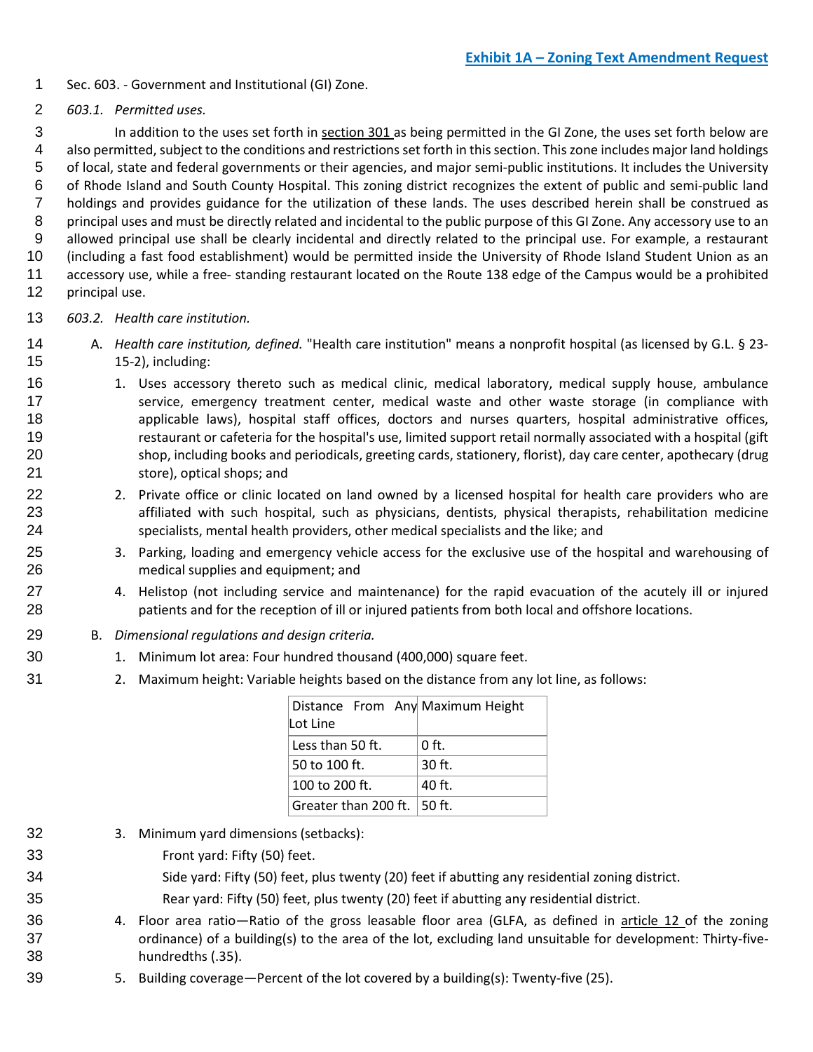**Exhibit 1A – Zoning Text Amendment Request**

Sec. 603. - Government and Institutional (GI) Zone.

*603.1. Permitted uses.*

In addition to the uses set forth in section 301 as being permitted in the GI Zone, the uses set forth below are also permitted, subject to the conditions and restrictions set forth in this section. This zone includes major land holdings of local, state and federal governments or their agencies, and major semi-public institutions. It includes the University of Rhode Island and South County Hospital. This zoning district recognizes the extent of public and semi-public land holdings and provides guidance for the utilization of these lands. The uses described herein shall be construed as principal uses and must be directly related and incidental to the public purpose of this GI Zone. Any accessory use to an allowed principal use shall be clearly incidental and directly related to the principal use. For example, a restaurant (including a fast food establishment) would be permitted inside the University of Rhode Island Student Union as an accessory use, while a free- standing restaurant located on the Route 138 edge of the Campus would be a prohibited principal use.

*603.2. Health care institution.*

A. *Health care institution, defined.* "Health care institution" means a nonprofit hospital (as licensed by G.L. § 23-15-2), including:

1. Uses accessory thereto such as medical clinic, medical laboratory, medical supply house, ambulance service, emergency treatment center, medical waste and other waste storage (in compliance with applicable laws), hospital staff offices, doctors and nurses quarters, hospital administrative offices, restaurant or cafeteria for the hospital's use, limited support retail normally associated with a hospital (gift shop, including books and periodicals, greeting cards, stationery, florist), day care center, apothecary (drug store), optical shops; and
2. Private office or clinic located on land owned by a licensed hospital for health care providers who are affiliated with such hospital, such as physicians, dentists, physical therapists, rehabilitation medicine specialists, mental health providers, other medical specialists and the like; and
3. Parking, loading and emergency vehicle access for the exclusive use of the hospital and warehousing of medical supplies and equipment; and
4. Helistop (not including service and maintenance) for the rapid evacuation of the acutely ill or injured patients and for the reception of ill or injured patients from both local and offshore locations.

B. *Dimensional regulations and design criteria.*

1. Minimum lot area: Four hundred thousand (400,000) square feet.
2. Maximum height: Variable heights based on the distance from any lot line, as follows:

| Distance From Any Lot Line | Maximum Height |
|---|---|
| Less than 50 ft. | 0 ft. |
| 50 to 100 ft. | 30 ft. |
| 100 to 200 ft. | 40 ft. |
| Greater than 200 ft. | 50 ft. |

3. Minimum yard dimensions (setbacks):

   Front yard: Fifty (50) feet.

   Side yard: Fifty (50) feet, plus twenty (20) feet if abutting any residential zoning district.

   Rear yard: Fifty (50) feet, plus twenty (20) feet if abutting any residential district.

4. Floor area ratio—Ratio of the gross leasable floor area (GLFA, as defined in article 12 of the zoning ordinance) of a building(s) to the area of the lot, excluding land unsuitable for development: Thirty-five-hundredths (.35).
5. Building coverage—Percent of the lot covered by a building(s): Twenty-five (25).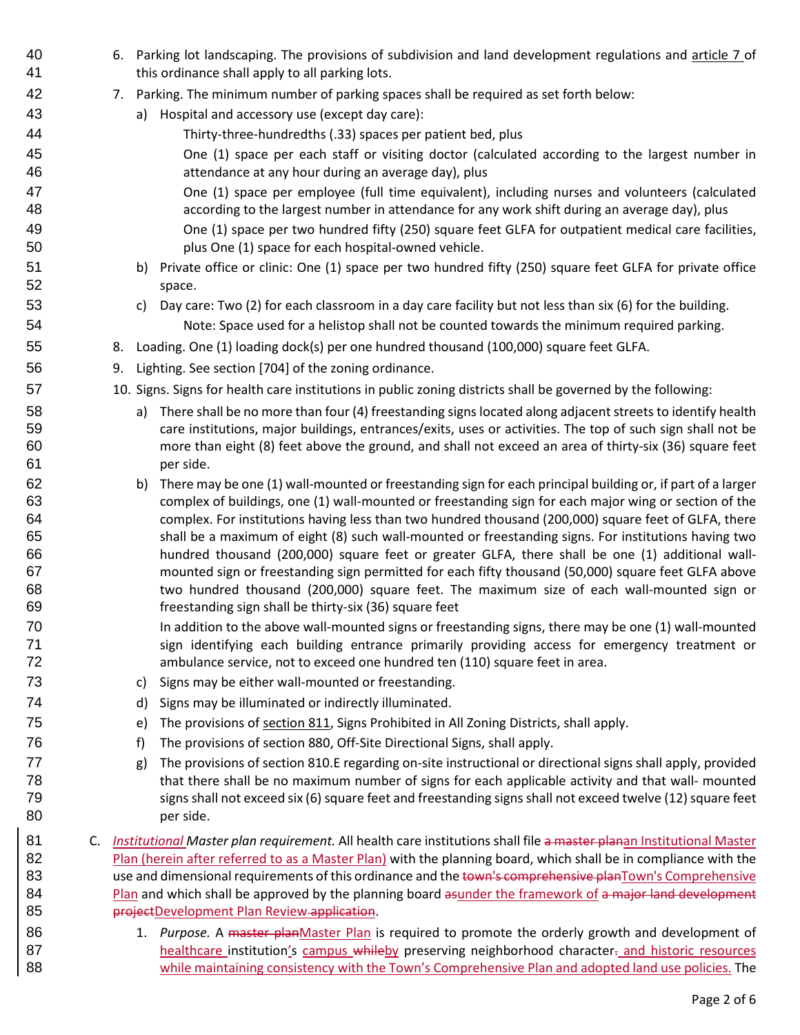6. Parking lot landscaping. The provisions of subdivision and land development regulations and article 7 of this ordinance shall apply to all parking lots.
7. Parking. The minimum number of parking spaces shall be required as set forth below:
   a) Hospital and accessory use (except day care):

      Thirty-three-hundredths (.33) spaces per patient bed, plus

      One (1) space per each staff or visiting doctor (calculated according to the largest number in attendance at any hour during an average day), plus

      One (1) space per employee (full time equivalent), including nurses and volunteers (calculated according to the largest number in attendance for any work shift during an average day), plus

      One (1) space per two hundred fifty (250) square feet GLFA for outpatient medical care facilities, plus One (1) space for each hospital-owned vehicle.
   b) Private office or clinic: One (1) space per two hundred fifty (250) square feet GLFA for private office space.
   c) Day care: Two (2) for each classroom in a day care facility but not less than six (6) for the building.

      Note: Space used for a helistop shall not be counted towards the minimum required parking.
8. Loading. One (1) loading dock(s) per one hundred thousand (100,000) square feet GLFA.
9. Lighting. See section [704] of the zoning ordinance.
10. Signs. Signs for health care institutions in public zoning districts shall be governed by the following:
    a) There shall be no more than four (4) freestanding signs located along adjacent streets to identify health care institutions, major buildings, entrances/exits, uses or activities. The top of such sign shall not be more than eight (8) feet above the ground, and shall not exceed an area of thirty-six (36) square feet per side.
    b) There may be one (1) wall-mounted or freestanding sign for each principal building or, if part of a larger complex of buildings, one (1) wall-mounted or freestanding sign for each major wing or section of the complex. For institutions having less than two hundred thousand (200,000) square feet of GLFA, there shall be a maximum of eight (8) such wall-mounted or freestanding signs. For institutions having two hundred thousand (200,000) square feet or greater GLFA, there shall be one (1) additional wall-mounted sign or freestanding sign permitted for each fifty thousand (50,000) square feet GLFA above two hundred thousand (200,000) square feet. The maximum size of each wall-mounted sign or freestanding sign shall be thirty-six (36) square feet

       In addition to the above wall-mounted signs or freestanding signs, there may be one (1) wall-mounted sign identifying each building entrance primarily providing access for emergency treatment or ambulance service, not to exceed one hundred ten (110) square feet in area.
    c) Signs may be either wall-mounted or freestanding.
    d) Signs may be illuminated or indirectly illuminated.
    e) The provisions of section 811, Signs Prohibited in All Zoning Districts, shall apply.
    f) The provisions of section 880, Off-Site Directional Signs, shall apply.
    g) The provisions of section 810.E regarding on-site instructional or directional signs shall apply, provided that there shall be no maximum number of signs for each applicable activity and that wall- mounted signs shall not exceed six (6) square feet and freestanding signs shall not exceed twelve (12) square feet per side.

C. *Institutional Master plan requirement.* All health care institutions shall file ~~a master plan~~an Institutional Master Plan (herein after referred to as a Master Plan) with the planning board, which shall be in compliance with the use and dimensional requirements of this ordinance and the ~~town's comprehensive plan~~Town's Comprehensive Plan and which shall be approved by the planning board ~~as~~under the framework of ~~a major land development project~~Development Plan Review ~~application~~.

1. *Purpose.* A ~~master plan~~Master Plan is required to promote the orderly growth and development of healthcare institution's campus ~~while~~by preserving neighborhood character~~.~~ and historic resources while maintaining consistency with the Town's Comprehensive Plan and adopted land use policies. The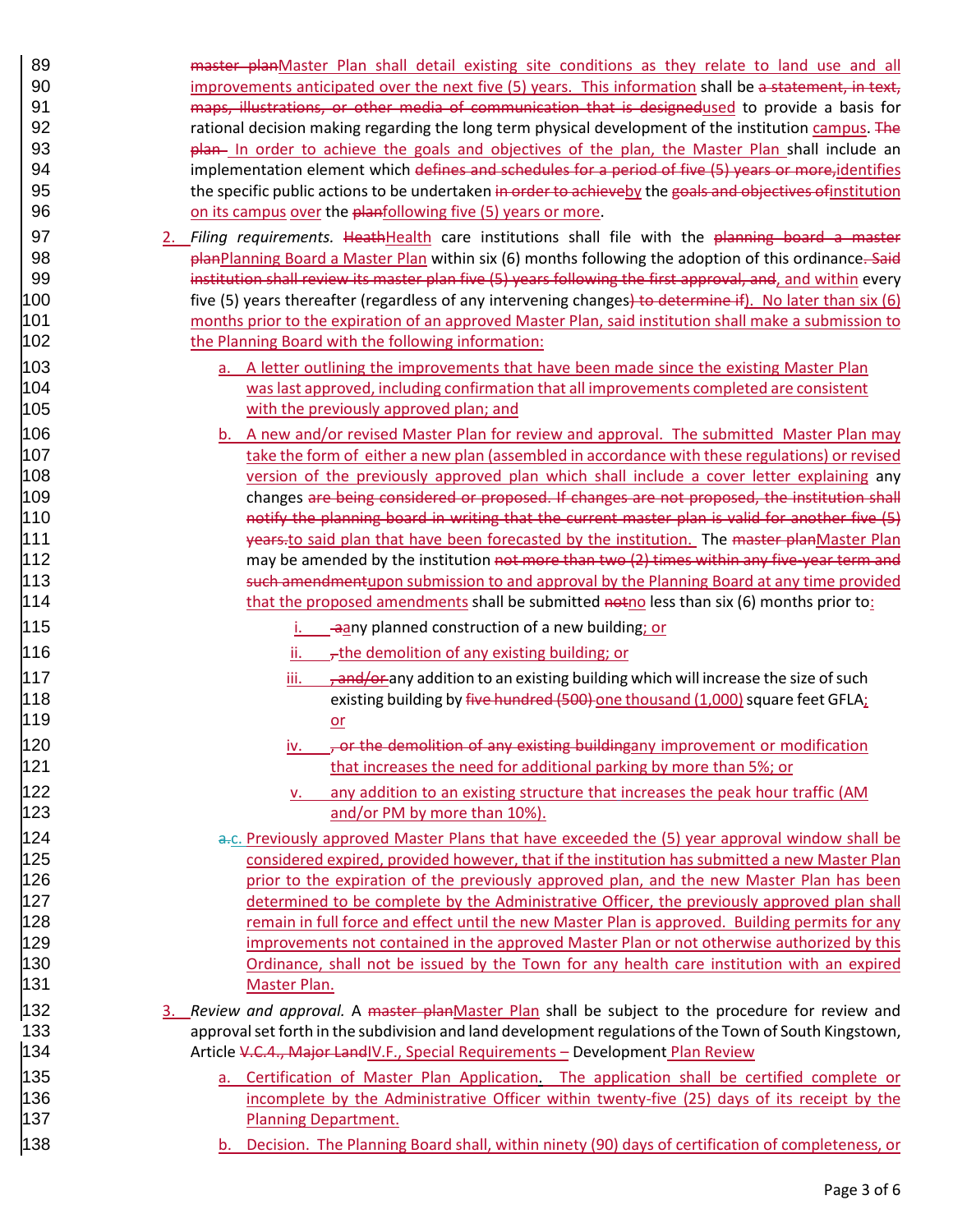master planMaster Plan shall detail existing site conditions as they relate to land use and all improvements anticipated over the next five (5) years. This information shall be a statement, in text, maps, illustrations, or other media of communication that is designedused to provide a basis for rational decision making regarding the long term physical development of the institution campus. The plan In order to achieve the goals and objectives of the plan, the Master Plan shall include an implementation element which defines and schedules for a period of five (5) years or more,identifies the specific public actions to be undertaken in order to achieveby the goals and objectives ofinstitution on its campus over the planfollowing five (5) years or more.

2. *Filing requirements.* HeathHealth care institutions shall file with the planning board a master planPlanning Board a Master Plan within six (6) months following the adoption of this ordinance. Said institution shall review its master plan five (5) years following the first approval, and, and within every five (5) years thereafter (regardless of any intervening changes) to determine if). No later than six (6) months prior to the expiration of an approved Master Plan, said institution shall make a submission to the Planning Board with the following information:

   a. A letter outlining the improvements that have been made since the existing Master Plan was last approved, including confirmation that all improvements completed are consistent with the previously approved plan; and

   b. A new and/or revised Master Plan for review and approval. The submitted Master Plan may take the form of either a new plan (assembled in accordance with these regulations) or revised version of the previously approved plan which shall include a cover letter explaining any changes are being considered or proposed. If changes are not proposed, the institution shall notify the planning board in writing that the current master plan is valid for another five (5) years.to said plan that have been forecasted by the institution. The master planMaster Plan may be amended by the institution not more than two (2) times within any five-year term and such amendmentupon submission to and approval by the Planning Board at any time provided that the proposed amendments shall be submitted notno less than six (6) months prior to:

      i. aany planned construction of a new building; or

      ii. ,the demolition of any existing building; or

      iii. , and/or any addition to an existing building which will increase the size of such existing building by five hundred (500) one thousand (1,000) square feet GFLA; or

      iv. , or the demolition of any existing buildingany improvement or modification that increases the need for additional parking by more than 5%; or

      v. any addition to an existing structure that increases the peak hour traffic (AM and/or PM by more than 10%).

   a.c. Previously approved Master Plans that have exceeded the (5) year approval window shall be considered expired, provided however, that if the institution has submitted a new Master Plan prior to the expiration of the previously approved plan, and the new Master Plan has been determined to be complete by the Administrative Officer, the previously approved plan shall remain in full force and effect until the new Master Plan is approved. Building permits for any improvements not contained in the approved Master Plan or not otherwise authorized by this Ordinance, shall not be issued by the Town for any health care institution with an expired Master Plan.

3. *Review and approval.* A master planMaster Plan shall be subject to the procedure for review and approval set forth in the subdivision and land development regulations of the Town of South Kingstown, Article V.C.4., Major LandIV.F., Special Requirements – Development Plan Review

   a. Certification of Master Plan Application. The application shall be certified complete or incomplete by the Administrative Officer within twenty-five (25) days of its receipt by the Planning Department.

   b. Decision. The Planning Board shall, within ninety (90) days of certification of completeness, or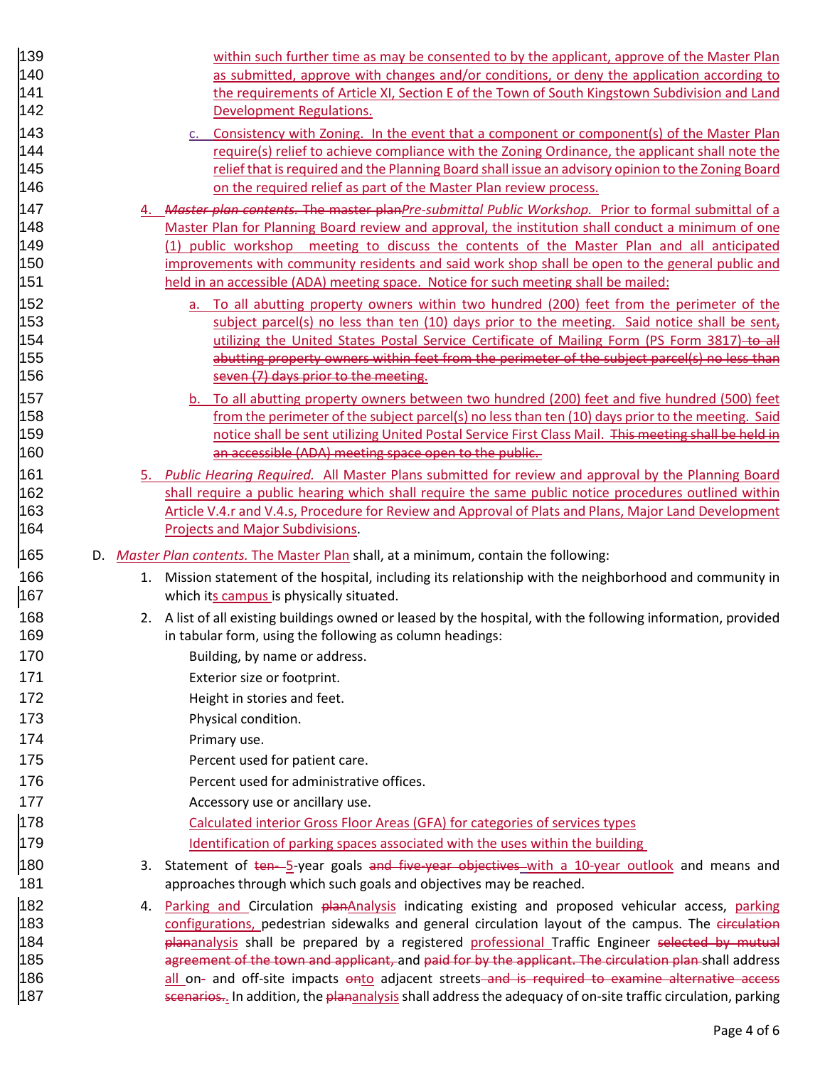within such further time as may be consented to by the applicant, approve of the Master Plan as submitted, approve with changes and/or conditions, or deny the application according to the requirements of Article XI, Section E of the Town of South Kingstown Subdivision and Land Development Regulations.

c. Consistency with Zoning. In the event that a component or component(s) of the Master Plan require(s) relief to achieve compliance with the Zoning Ordinance, the applicant shall note the relief that is required and the Planning Board shall issue an advisory opinion to the Zoning Board on the required relief as part of the Master Plan review process.

4. ~~*Master plan contents.* The master plan~~*Pre-submittal Public Workshop.* Prior to formal submittal of a Master Plan for Planning Board review and approval, the institution shall conduct a minimum of one (1) public workshop meeting to discuss the contents of the Master Plan and all anticipated improvements with community residents and said work shop shall be open to the general public and held in an accessible (ADA) meeting space. Notice for such meeting shall be mailed:

a. To all abutting property owners within two hundred (200) feet from the perimeter of the subject parcel(s) no less than ten (10) days prior to the meeting. Said notice shall be sent~~,~~ utilizing the United States Postal Service Certificate of Mailing Form (PS Form 3817)~~ to all abutting property owners within feet from the perimeter of the subject parcel(s) no less than seven (7) days prior to the meeting~~.

b. To all abutting property owners between two hundred (200) feet and five hundred (500) feet from the perimeter of the subject parcel(s) no less than ten (10) days prior to the meeting. Said notice shall be sent utilizing United Postal Service First Class Mail. ~~This meeting shall be held in an accessible (ADA) meeting space open to the public.~~

5. *Public Hearing Required.* All Master Plans submitted for review and approval by the Planning Board shall require a public hearing which shall require the same public notice procedures outlined within Article V.4.r and V.4.s, Procedure for Review and Approval of Plats and Plans, Major Land Development Projects and Major Subdivisions.

D. *Master Plan contents.* The Master Plan shall, at a minimum, contain the following:

1. Mission statement of the hospital, including its relationship with the neighborhood and community in which its campus is physically situated.

2. A list of all existing buildings owned or leased by the hospital, with the following information, provided in tabular form, using the following as column headings:

   Building, by name or address.
   Exterior size or footprint.
   Height in stories and feet.
   Physical condition.
   Primary use.
   Percent used for patient care.
   Percent used for administrative offices.
   Accessory use or ancillary use.
   Calculated interior Gross Floor Areas (GFA) for categories of services types
   Identification of parking spaces associated with the uses within the building

3. Statement of ~~ten-~~ 5-year goals ~~and five-year objectives~~ with a 10-year outlook and means and approaches through which such goals and objectives may be reached.

4. Parking and Circulation ~~plan~~Analysis indicating existing and proposed vehicular access, parking configurations, pedestrian sidewalks and general circulation layout of the campus. The ~~circulation plan~~analysis shall be prepared by a registered professional Traffic Engineer ~~selected by mutual agreement of the town and applicant,~~ and ~~paid for by the applicant. The circulation plan~~ shall address all on~~-~~ and off-site impacts ~~on~~to adjacent streets ~~and is required to examine alternative access scenarios.~~. In addition, the ~~plan~~analysis shall address the adequacy of on-site traffic circulation, parking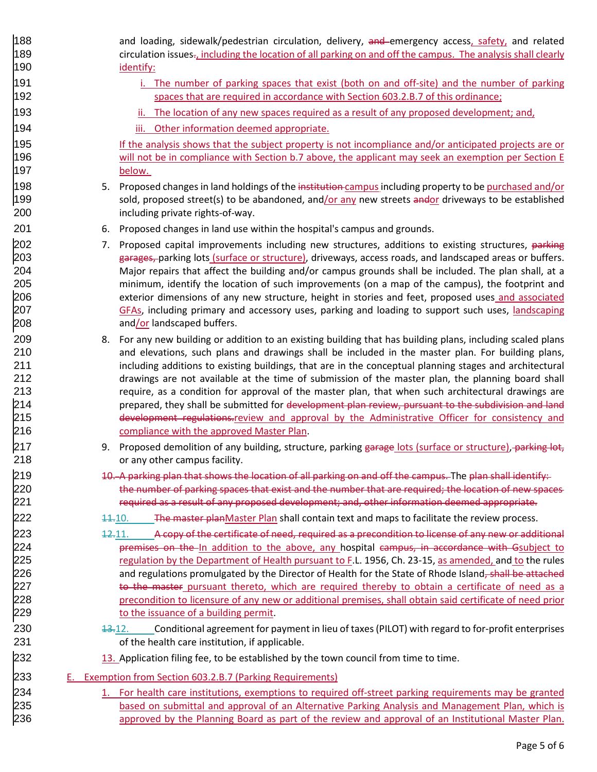and loading, sidewalk/pedestrian circulation, delivery, ~~and~~ emergency access, safety, and related circulation issues~~.~~, including the location of all parking on and off the campus. The analysis shall clearly identify:

i. The number of parking spaces that exist (both on and off-site) and the number of parking spaces that are required in accordance with Section 603.2.B.7 of this ordinance;

ii. The location of any new spaces required as a result of any proposed development; and,

iii. Other information deemed appropriate.

If the analysis shows that the subject property is not incompliance and/or anticipated projects are or will not be in compliance with Section b.7 above, the applicant may seek an exemption per Section E below.

5. Proposed changes in land holdings of the ~~institution~~ campus including property to be purchased and/or sold, proposed street(s) to be abandoned, and/or any new streets ~~and~~or driveways to be established including private rights-of-way.

6. Proposed changes in land use within the hospital's campus and grounds.

7. Proposed capital improvements including new structures, additions to existing structures, ~~parking garages,~~ parking lots (surface or structure), driveways, access roads, and landscaped areas or buffers. Major repairs that affect the building and/or campus grounds shall be included. The plan shall, at a minimum, identify the location of such improvements (on a map of the campus), the footprint and exterior dimensions of any new structure, height in stories and feet, proposed uses and associated GFAs, including primary and accessory uses, parking and loading to support such uses, landscaping and/or landscaped buffers.

8. For any new building or addition to an existing building that has building plans, including scaled plans and elevations, such plans and drawings shall be included in the master plan. For building plans, including additions to existing buildings, that are in the conceptual planning stages and architectural drawings are not available at the time of submission of the master plan, the planning board shall require, as a condition for approval of the master plan, that when such architectural drawings are prepared, they shall be submitted for ~~development plan review, pursuant to the subdivision and land development regulations.~~review and approval by the Administrative Officer for consistency and compliance with the approved Master Plan.

9. Proposed demolition of any building, structure, parking ~~garage~~ lots (surface or structure), ~~parking lot,~~ or any other campus facility.

~~10. A parking plan that shows the location of all parking on and off the campus. The plan shall identify: the number of parking spaces that exist and the number that are required; the location of new spaces required as a result of any proposed development; and, other information deemed appropriate.~~

~~11.~~10. ~~The master plan~~Master Plan shall contain text and maps to facilitate the review process.

~~12.~~11. ~~A copy of the certificate of need, required as a precondition to license of any new or additional premises on the~~ In addition to the above, any hospital ~~campus, in accordance with G~~subject to regulation by the Department of Health pursuant to F.L. 1956, Ch. 23-15, as amended, and to the rules and regulations promulgated by the Director of Health for the State of Rhode Island~~, shall be attached to the master~~ pursuant thereto, which are required thereby to obtain a certificate of need as a precondition to licensure of any new or additional premises, shall obtain said certificate of need prior to the issuance of a building permit.

~~13.~~12. Conditional agreement for payment in lieu of taxes (PILOT) with regard to for-profit enterprises of the health care institution, if applicable.

13. Application filing fee, to be established by the town council from time to time.

E. Exemption from Section 603.2.B.7 (Parking Requirements)

1. For health care institutions, exemptions to required off-street parking requirements may be granted based on submittal and approval of an Alternative Parking Analysis and Management Plan, which is approved by the Planning Board as part of the review and approval of an Institutional Master Plan.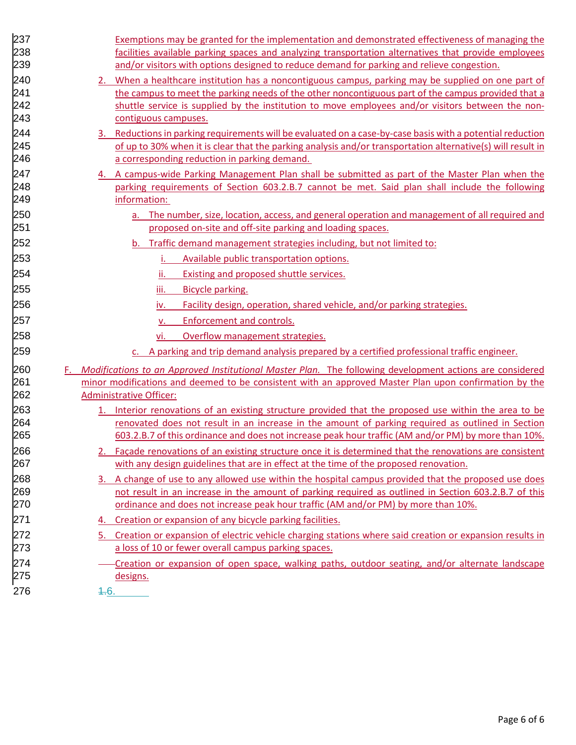Exemptions may be granted for the implementation and demonstrated effectiveness of managing the facilities available parking spaces and analyzing transportation alternatives that provide employees and/or visitors with options designed to reduce demand for parking and relieve congestion.

2. When a healthcare institution has a noncontiguous campus, parking may be supplied on one part of the campus to meet the parking needs of the other noncontiguous part of the campus provided that a shuttle service is supplied by the institution to move employees and/or visitors between the non-contiguous campuses.
3. Reductions in parking requirements will be evaluated on a case-by-case basis with a potential reduction of up to 30% when it is clear that the parking analysis and/or transportation alternative(s) will result in a corresponding reduction in parking demand.
4. A campus-wide Parking Management Plan shall be submitted as part of the Master Plan when the parking requirements of Section 603.2.B.7 cannot be met. Said plan shall include the following information:
   a. The number, size, location, access, and general operation and management of all required and proposed on-site and off-site parking and loading spaces.
   b. Traffic demand management strategies including, but not limited to:
      i. Available public transportation options.
      ii. Existing and proposed shuttle services.
      iii. Bicycle parking.
      iv. Facility design, operation, shared vehicle, and/or parking strategies.
      v. Enforcement and controls.
      vi. Overflow management strategies.
   c. A parking and trip demand analysis prepared by a certified professional traffic engineer.

F. *Modifications to an Approved Institutional Master Plan.* The following development actions are considered minor modifications and deemed to be consistent with an approved Master Plan upon confirmation by the Administrative Officer:

1. Interior renovations of an existing structure provided that the proposed use within the area to be renovated does not result in an increase in the amount of parking required as outlined in Section 603.2.B.7 of this ordinance and does not increase peak hour traffic (AM and/or PM) by more than 10%.
2. Façade renovations of an existing structure once it is determined that the renovations are consistent with any design guidelines that are in effect at the time of the proposed renovation.
3. A change of use to any allowed use within the hospital campus provided that the proposed use does not result in an increase in the amount of parking required as outlined in Section 603.2.B.7 of this ordinance and does not increase peak hour traffic (AM and/or PM) by more than 10%.
4. Creation or expansion of any bicycle parking facilities.
5. Creation or expansion of electric vehicle charging stations where said creation or expansion results in a loss of 10 or fewer overall campus parking spaces.

Creation or expansion of open space, walking paths, outdoor seating, and/or alternate landscape designs.

~~1.~~6.